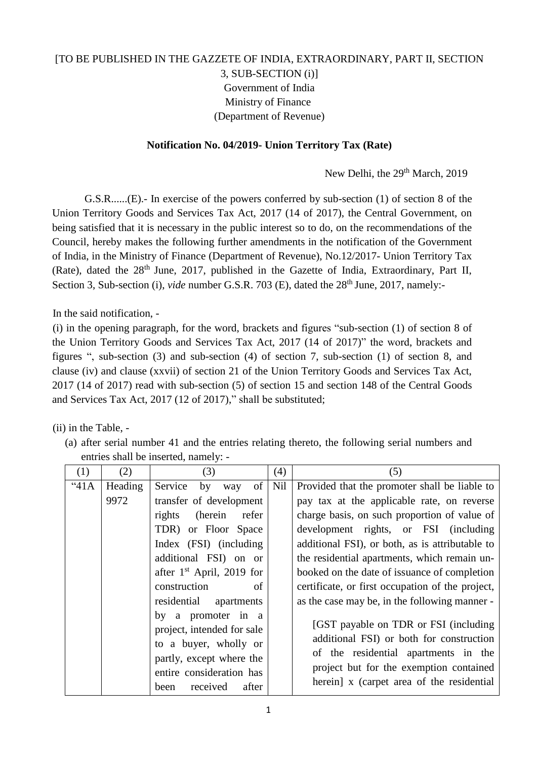[TO BE PUBLISHED IN THE GAZZETE OF INDIA, EXTRAORDINARY, PART II, SECTION 3, SUB-SECTION (i)]
Government of India
Ministry of Finance
(Department of Revenue)

**Notification No. 04/2019- Union Territory Tax (Rate)**

New Delhi, the 29th March, 2019

G.S.R......(E).- In exercise of the powers conferred by sub-section (1) of section 8 of the Union Territory Goods and Services Tax Act, 2017 (14 of 2017), the Central Government, on being satisfied that it is necessary in the public interest so to do, on the recommendations of the Council, hereby makes the following further amendments in the notification of the Government of India, in the Ministry of Finance (Department of Revenue), No.12/2017- Union Territory Tax (Rate), dated the 28th June, 2017, published in the Gazette of India, Extraordinary, Part II, Section 3, Sub-section (i), *vide* number G.S.R. 703 (E), dated the 28th June, 2017, namely:-

In the said notification, -

(i) in the opening paragraph, for the word, brackets and figures "sub-section (1) of section 8 of the Union Territory Goods and Services Tax Act, 2017 (14 of 2017)" the word, brackets and figures ", sub-section (3) and sub-section (4) of section 7, sub-section (1) of section 8, and clause (iv) and clause (xxvii) of section 21 of the Union Territory Goods and Services Tax Act, 2017 (14 of 2017) read with sub-section (5) of section 15 and section 148 of the Central Goods and Services Tax Act, 2017 (12 of 2017)," shall be substituted;

(ii) in the Table, -

(a) after serial number 41 and the entries relating thereto, the following serial numbers and entries shall be inserted, namely: -

| (1) | (2) | (3) | (4) | (5) |
|---|---|---|---|---|
| "41A | Heading 9972 | Service by way of transfer of development rights (herein refer TDR) or Floor Space Index (FSI) (including additional FSI) on or after 1st April, 2019 for construction of residential apartments by a promoter in a project, intended for sale to a buyer, wholly or partly, except where the entire consideration has been received after | Nil | Provided that the promoter shall be liable to pay tax at the applicable rate, on reverse charge basis, on such proportion of value of development rights, or FSI (including additional FSI), or both, as is attributable to the residential apartments, which remain un-booked on the date of issuance of completion certificate, or first occupation of the project, as the case may be, in the following manner - [GST payable on TDR or FSI (including additional FSI) or both for construction of the residential apartments in the project but for the exemption contained herein] x (carpet area of the residential |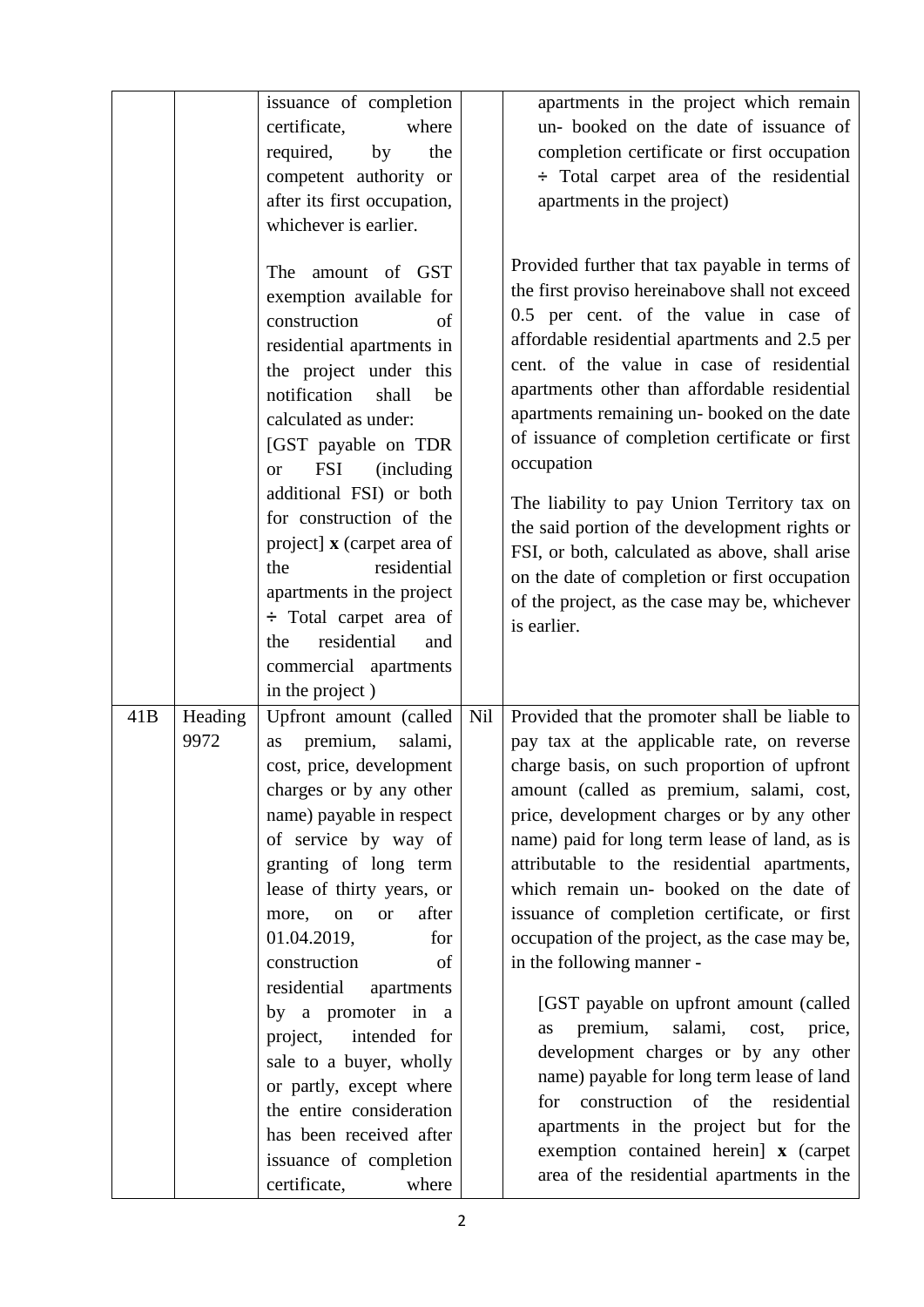| | | | | |
|---|---|---|---|---|
| | | issuance of completion certificate, where required, by the competent authority or after its first occupation, whichever is earlier.<br><br>The amount of GST exemption available for construction of residential apartments in the project under this notification shall be calculated as under:<br>[GST payable on TDR or FSI (including additional FSI) or both for construction of the project] **x** (carpet area of the residential apartments in the project ÷ Total carpet area of the residential and commercial apartments in the project ) | | apartments in the project which remain un- booked on the date of issuance of completion certificate or first occupation ÷ Total carpet area of the residential apartments in the project)<br><br>Provided further that tax payable in terms of the first proviso hereinabove shall not exceed 0.5 per cent. of the value in case of affordable residential apartments and 2.5 per cent. of the value in case of residential apartments other than affordable residential apartments remaining un- booked on the date of issuance of completion certificate or first occupation<br><br>The liability to pay Union Territory tax on the said portion of the development rights or FSI, or both, calculated as above, shall arise on the date of completion or first occupation of the project, as the case may be, whichever is earlier. |
| 41B | Heading 9972 | Upfront amount (called as premium, salami, cost, price, development charges or by any other name) payable in respect of service by way of granting of long term lease of thirty years, or more, on or after 01.04.2019, for construction of residential apartments by a promoter in a project, intended for sale to a buyer, wholly or partly, except where the entire consideration has been received after issuance of completion certificate, where | Nil | Provided that the promoter shall be liable to pay tax at the applicable rate, on reverse charge basis, on such proportion of upfront amount (called as premium, salami, cost, price, development charges or by any other name) paid for long term lease of land, as is attributable to the residential apartments, which remain un- booked on the date of issuance of completion certificate, or first occupation of the project, as the case may be, in the following manner -<br><br>[GST payable on upfront amount (called as premium, salami, cost, price, development charges or by any other name) payable for long term lease of land for construction of the residential apartments in the project but for the exemption contained herein] **x** (carpet area of the residential apartments in the |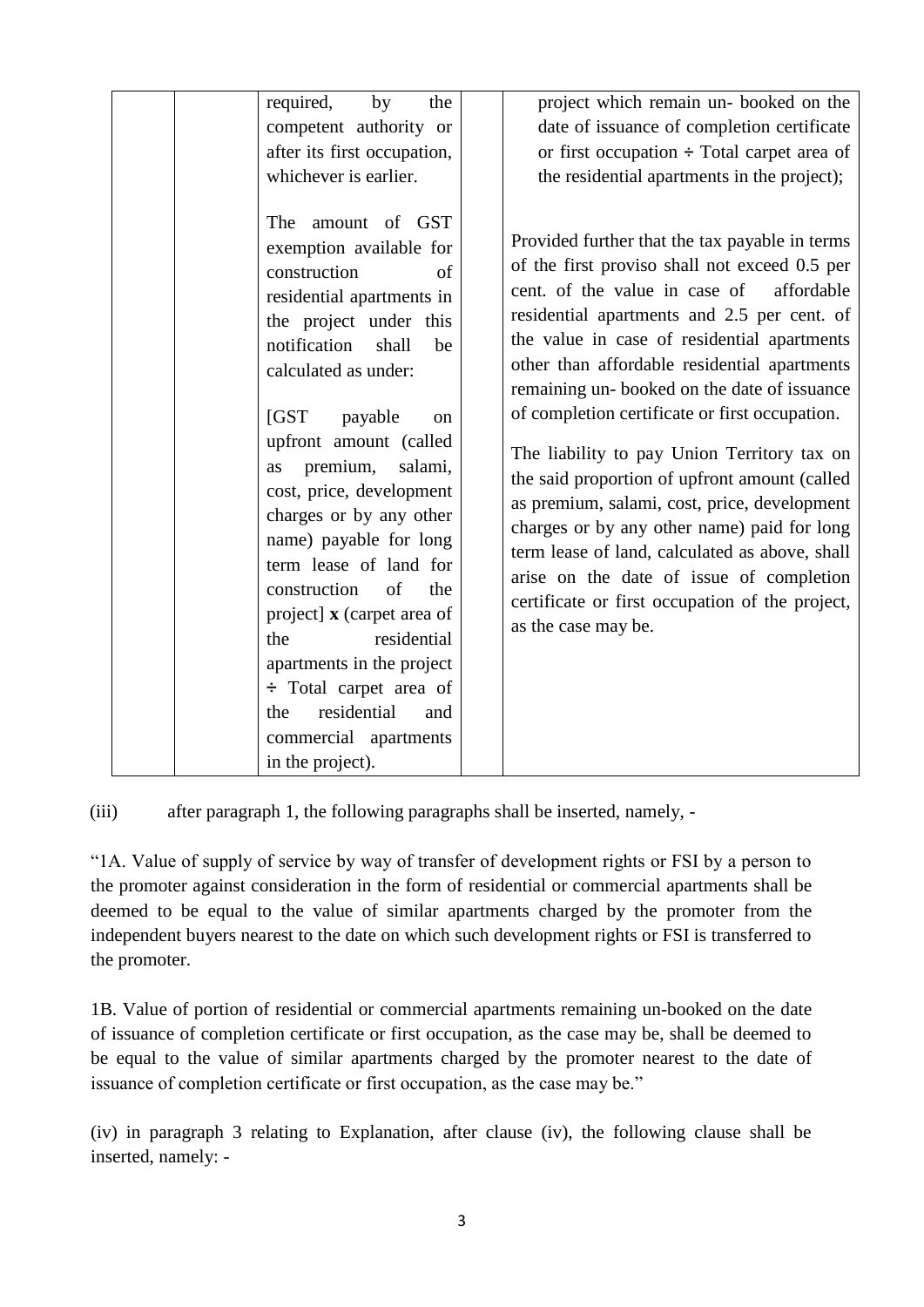| | | required, by the competent authority or after its first occupation, whichever is earlier.<br><br>The amount of GST exemption available for construction of residential apartments in the project under this notification shall be calculated as under:<br><br>[GST payable on upfront amount (called as premium, salami, cost, price, development charges or by any other name) payable for long term lease of land for construction of the project] **x** (carpet area of the residential apartments in the project ÷ Total carpet area of the residential and commercial apartments in the project). | | project which remain un- booked on the date of issuance of completion certificate or first occupation ÷ Total carpet area of the residential apartments in the project);<br><br>Provided further that the tax payable in terms of the first proviso shall not exceed 0.5 per cent. of the value in case of affordable residential apartments and 2.5 per cent. of the value in case of residential apartments other than affordable residential apartments remaining un- booked on the date of issuance of completion certificate or first occupation.<br><br>The liability to pay Union Territory tax on the said proportion of upfront amount (called as premium, salami, cost, price, development charges or by any other name) paid for long term lease of land, calculated as above, shall arise on the date of issue of completion certificate or first occupation of the project, as the case may be. |
|---|---|---|---|---|

(iii) after paragraph 1, the following paragraphs shall be inserted, namely, -

"1A. Value of supply of service by way of transfer of development rights or FSI by a person to the promoter against consideration in the form of residential or commercial apartments shall be deemed to be equal to the value of similar apartments charged by the promoter from the independent buyers nearest to the date on which such development rights or FSI is transferred to the promoter.

1B. Value of portion of residential or commercial apartments remaining un-booked on the date of issuance of completion certificate or first occupation, as the case may be, shall be deemed to be equal to the value of similar apartments charged by the promoter nearest to the date of issuance of completion certificate or first occupation, as the case may be."

(iv) in paragraph 3 relating to Explanation, after clause (iv), the following clause shall be inserted, namely: -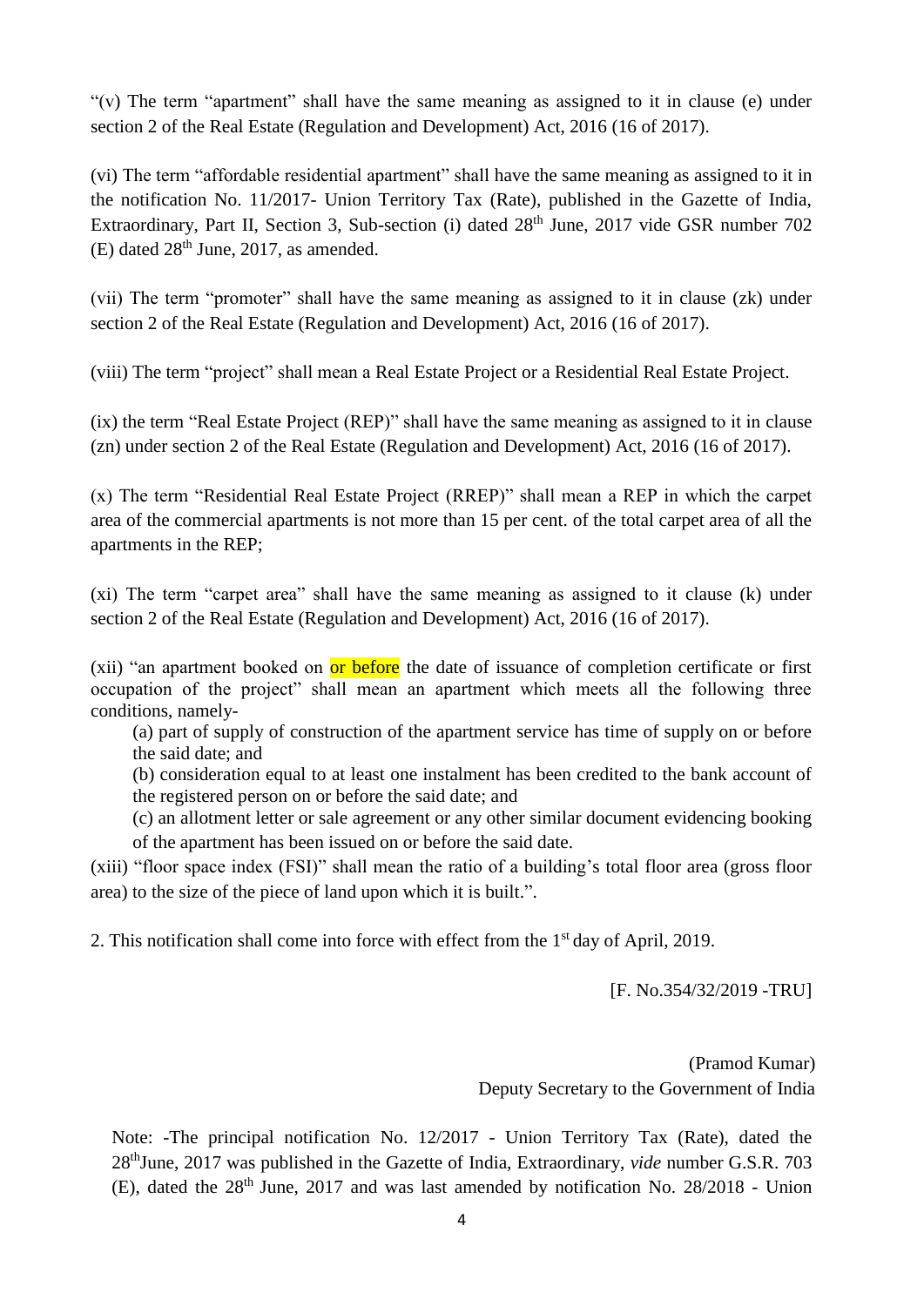"(v) The term "apartment" shall have the same meaning as assigned to it in clause (e) under section 2 of the Real Estate (Regulation and Development) Act, 2016 (16 of 2017).

(vi) The term "affordable residential apartment" shall have the same meaning as assigned to it in the notification No. 11/2017- Union Territory Tax (Rate), published in the Gazette of India, Extraordinary, Part II, Section 3, Sub-section (i) dated 28th June, 2017 vide GSR number 702 (E) dated 28th June, 2017, as amended.

(vii) The term "promoter" shall have the same meaning as assigned to it in clause (zk) under section 2 of the Real Estate (Regulation and Development) Act, 2016 (16 of 2017).

(viii) The term "project" shall mean a Real Estate Project or a Residential Real Estate Project.

(ix) the term "Real Estate Project (REP)" shall have the same meaning as assigned to it in clause (zn) under section 2 of the Real Estate (Regulation and Development) Act, 2016 (16 of 2017).

(x) The term "Residential Real Estate Project (RREP)" shall mean a REP in which the carpet area of the commercial apartments is not more than 15 per cent. of the total carpet area of all the apartments in the REP;

(xi) The term "carpet area" shall have the same meaning as assigned to it clause (k) under section 2 of the Real Estate (Regulation and Development) Act, 2016 (16 of 2017).

(xii) "an apartment booked on or before the date of issuance of completion certificate or first occupation of the project" shall mean an apartment which meets all the following three conditions, namely-

(a) part of supply of construction of the apartment service has time of supply on or before the said date; and

(b) consideration equal to at least one instalment has been credited to the bank account of the registered person on or before the said date; and

(c) an allotment letter or sale agreement or any other similar document evidencing booking of the apartment has been issued on or before the said date.

(xiii) "floor space index (FSI)" shall mean the ratio of a building's total floor area (gross floor area) to the size of the piece of land upon which it is built.".

2. This notification shall come into force with effect from the 1st day of April, 2019.

[F. No.354/32/2019 -TRU]

(Pramod Kumar)
Deputy Secretary to the Government of India

Note: -The principal notification No. 12/2017 - Union Territory Tax (Rate), dated the 28th June, 2017 was published in the Gazette of India, Extraordinary, *vide* number G.S.R. 703 (E), dated the 28th June, 2017 and was last amended by notification No. 28/2018 - Union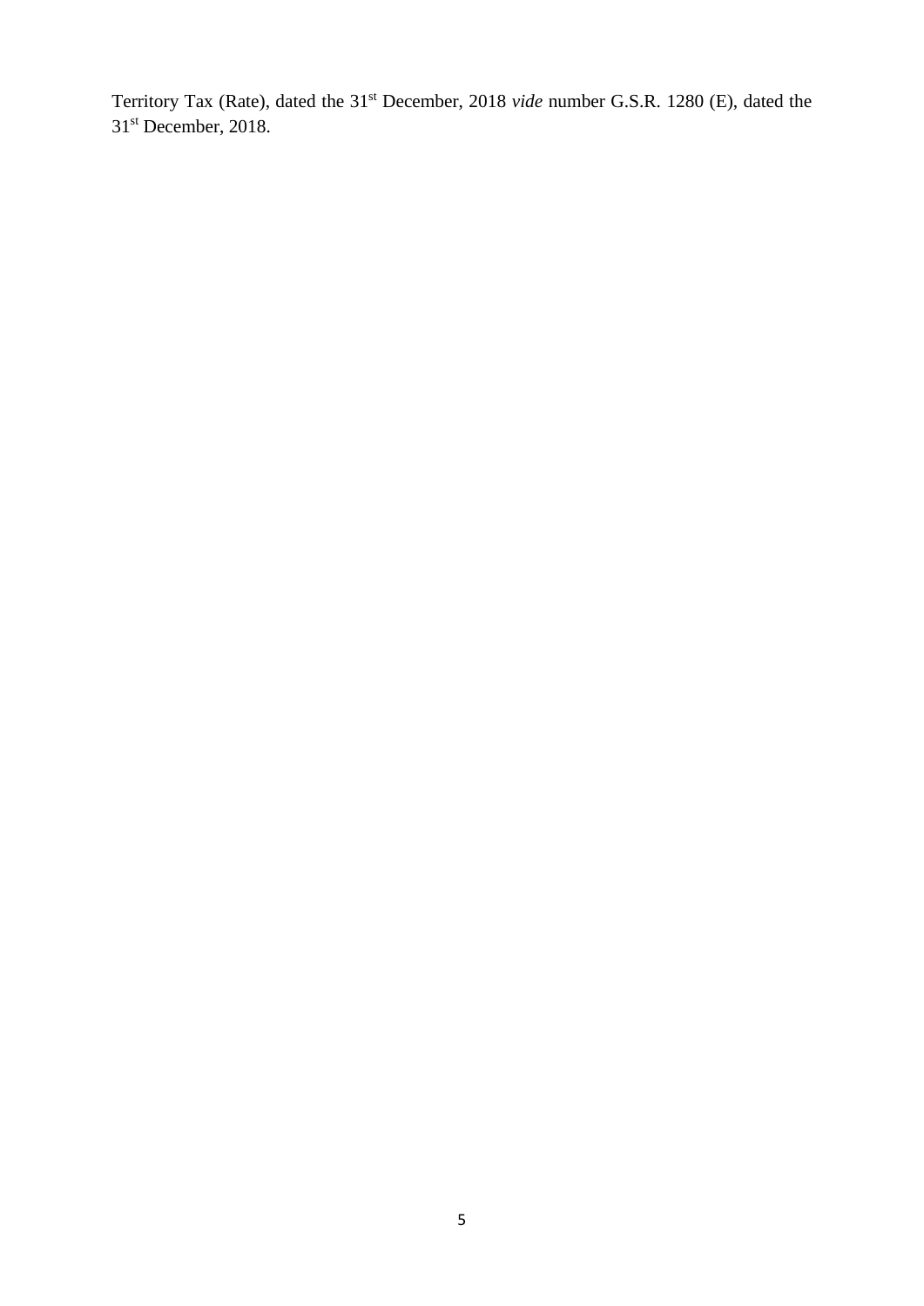Territory Tax (Rate), dated the 31st December, 2018 *vide* number G.S.R. 1280 (E), dated the 31st December, 2018.